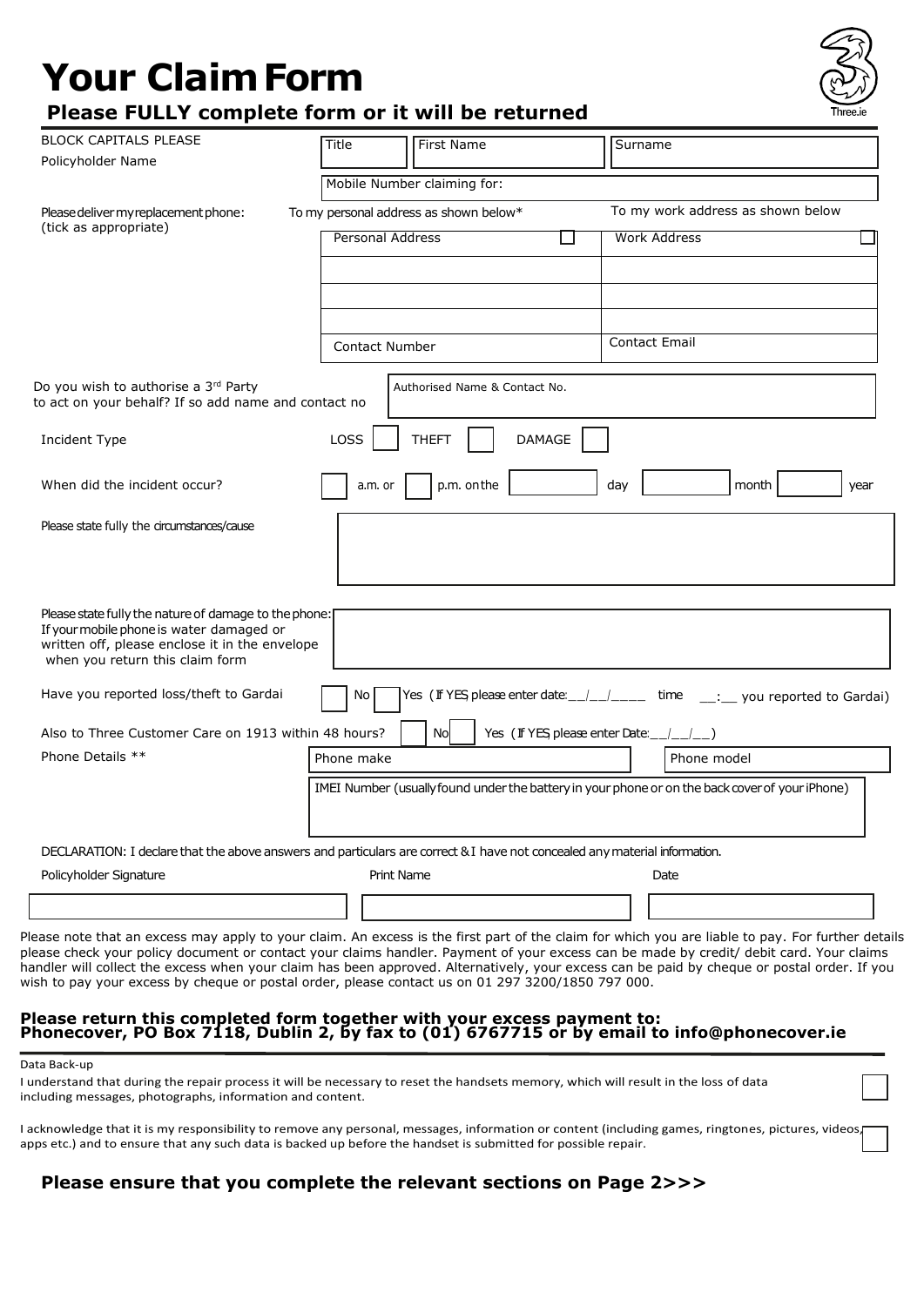# Your Claim Form

**Please FULLY complete form or it will be returned**

Three.ie

| BLOCK CAPITALS PLEASE<br>Policyholder Name | Title | First Name | Surname |
|---|---|---|---|
| | Mobile Number claiming for: | | |

Please deliver my replacement phone: (tick as appropriate)

| To my personal address as shown below* | To my work address as shown below |
|---|---|
| Personal Address ☐ | Work Address ☐ |
| | |
| | |
| | |
| Contact Number | Contact Email |

Do you wish to authorise a 3rd Party to act on your behalf? If so add name and contact no — Authorised Name & Contact No.

Incident Type: LOSS ☐ THEFT ☐ DAMAGE ☐

When did the incident occur? ☐ a.m. or ☐ p.m. on the ______ day ______ month ______ year

Please state fully the circumstances/cause

Please state fully the nature of damage to the phone: If your mobile phone is water damaged or written off, please enclose it in the envelope when you return this claim form

Have you reported loss/theft to Gardai ☐ No ☐ Yes (If YES please enter date: __/__/____ time __:__ you reported to Gardai)

Also to Three Customer Care on 1913 within 48 hours? ☐ No ☐ Yes (If YES, please enter Date: __/__/__)

Phone Details ** — Phone make / Phone model

IMEI Number (usually found under the battery in your phone or on the back cover of your iPhone)

DECLARATION: I declare that the above answers and particulars are correct & I have not concealed any material information.

| Policyholder Signature | Print Name | Date |
|---|---|---|
| | | |

Please note that an excess may apply to your claim. An excess is the first part of the claim for which you are liable to pay. For further details please check your policy document or contact your claims handler. Payment of your excess can be made by credit/ debit card. Your claims handler will collect the excess when your claim has been approved. Alternatively, your excess can be paid by cheque or postal order. If you wish to pay your excess by cheque or postal order, please contact us on 01 297 3200/1850 797 000.

**Please return this completed form together with your excess payment to: Phonecover, PO Box 7118, Dublin 2, by fax to (01) 6767715 or by email to info@phonecover.ie**

Data Back-up

I understand that during the repair process it will be necessary to reset the handsets memory, which will result in the loss of data including messages, photographs, information and content. ☐

I acknowledge that it is my responsibility to remove any personal, messages, information or content (including games, ringtones, pictures, videos, apps etc.) and to ensure that any such data is backed up before the handset is submitted for possible repair. ☐

**Please ensure that you complete the relevant sections on Page 2>>>**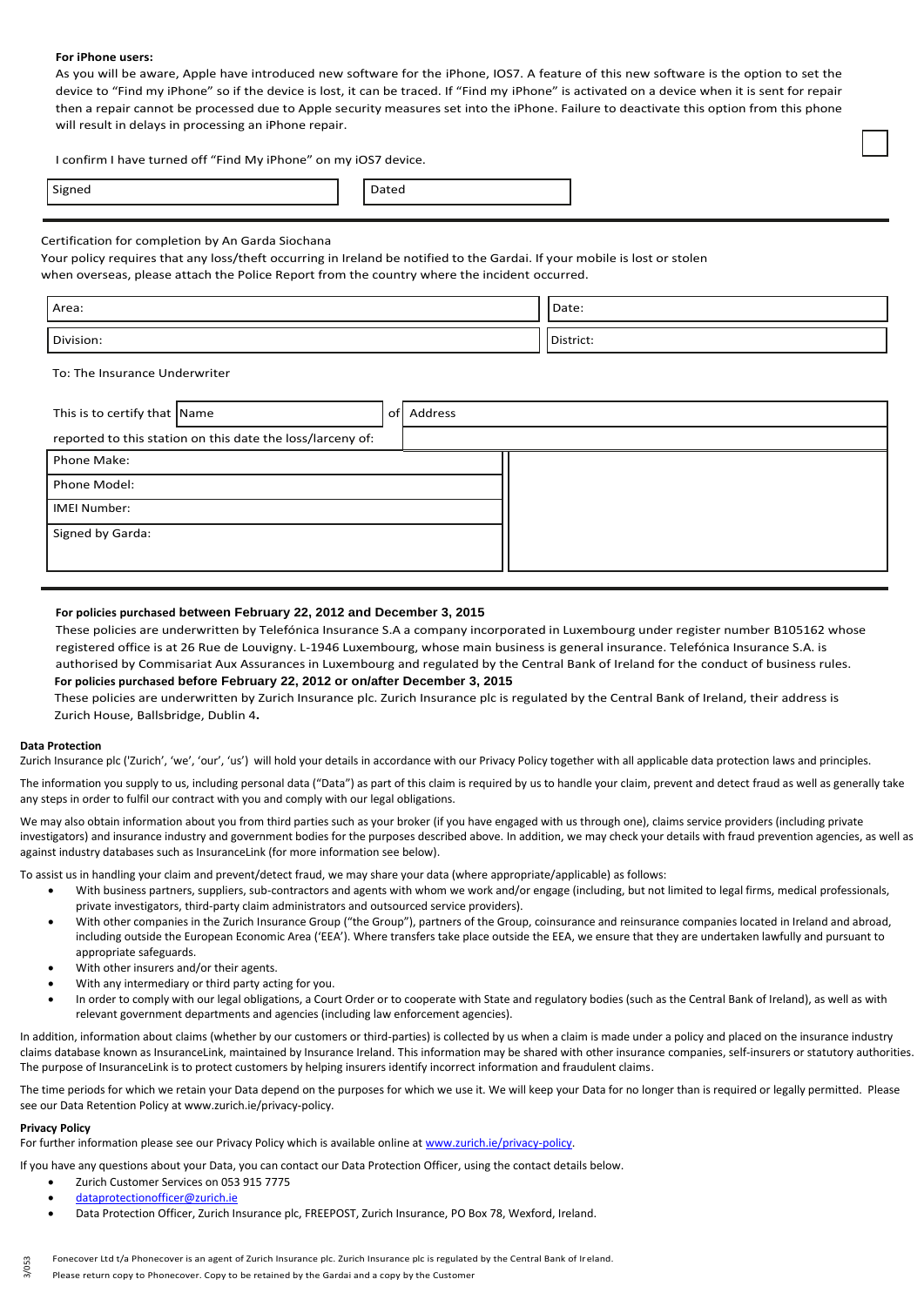**For iPhone users:**

As you will be aware, Apple have introduced new software for the iPhone, IOS7. A feature of this new software is the option to set the device to "Find my iPhone" so if the device is lost, it can be traced. If "Find my iPhone" is activated on a device when it is sent for repair then a repair cannot be processed due to Apple security measures set into the iPhone. Failure to deactivate this option from this phone will result in delays in processing an iPhone repair.

I confirm I have turned off "Find My iPhone" on my iOS7 device. ☐

| | |
|---|---|
| Signed | Dated |

Certification for completion by An Garda Siochana

Your policy requires that any loss/theft occurring in Ireland be notified to the Gardai. If your mobile is lost or stolen when overseas, please attach the Police Report from the country where the incident occurred.

| | |
|---|---|
| Area: | Date: |
| Division: | District: |

To: The Insurance Underwriter

| | | | |
|---|---|---|---|
| This is to certify that | Name | of | Address |
| reported to this station on this date the loss/larceny of: | | | |
| Phone Make: | | | |
| Phone Model: | | | |
| IMEI Number: | | | |
| Signed by Garda: | | | |

**For policies purchased between February 22, 2012 and December 3, 2015**

These policies are underwritten by Telefónica Insurance S.A a company incorporated in Luxembourg under register number B105162 whose registered office is at 26 Rue de Louvigny. L-1946 Luxembourg, whose main business is general insurance. Telefónica Insurance S.A. is authorised by Commisariat Aux Assurances in Luxembourg and regulated by the Central Bank of Ireland for the conduct of business rules.

**For policies purchased before February 22, 2012 or on/after December 3, 2015**

These policies are underwritten by Zurich Insurance plc. Zurich Insurance plc is regulated by the Central Bank of Ireland, their address is Zurich House, Ballsbridge, Dublin 4**.**

**Data Protection**

Zurich Insurance plc ('Zurich', 'we', 'our', 'us') will hold your details in accordance with our Privacy Policy together with all applicable data protection laws and principles.

The information you supply to us, including personal data ("Data") as part of this claim is required by us to handle your claim, prevent and detect fraud as well as generally take any steps in order to fulfil our contract with you and comply with our legal obligations.

We may also obtain information about you from third parties such as your broker (if you have engaged with us through one), claims service providers (including private investigators) and insurance industry and government bodies for the purposes described above. In addition, we may check your details with fraud prevention agencies, as well as against industry databases such as InsuranceLink (for more information see below).

To assist us in handling your claim and prevent/detect fraud, we may share your data (where appropriate/applicable) as follows:

- With business partners, suppliers, sub-contractors and agents with whom we work and/or engage (including, but not limited to legal firms, medical professionals, private investigators, third-party claim administrators and outsourced service providers).
- With other companies in the Zurich Insurance Group ("the Group"), partners of the Group, coinsurance and reinsurance companies located in Ireland and abroad, including outside the European Economic Area ('EEA'). Where transfers take place outside the EEA, we ensure that they are undertaken lawfully and pursuant to appropriate safeguards.
- With other insurers and/or their agents.
- With any intermediary or third party acting for you.
- In order to comply with our legal obligations, a Court Order or to cooperate with State and regulatory bodies (such as the Central Bank of Ireland), as well as with relevant government departments and agencies (including law enforcement agencies).

In addition, information about claims (whether by our customers or third-parties) is collected by us when a claim is made under a policy and placed on the insurance industry claims database known as InsuranceLink, maintained by Insurance Ireland. This information may be shared with other insurance companies, self-insurers or statutory authorities. The purpose of InsuranceLink is to protect customers by helping insurers identify incorrect information and fraudulent claims.

The time periods for which we retain your Data depend on the purposes for which we use it. We will keep your Data for no longer than is required or legally permitted. Please see our Data Retention Policy at www.zurich.ie/privacy-policy.

**Privacy Policy**

For further information please see our Privacy Policy which is available online at [www.zurich.ie/privacy-policy](www.zurich.ie/privacy-policy).

If you have any questions about your Data, you can contact our Data Protection Officer, using the contact details below.

- Zurich Customer Services on 053 915 7775
- [dataprotectionofficer@zurich.ie](mailto:dataprotectionofficer@zurich.ie)
- Data Protection Officer, Zurich Insurance plc, FREEPOST, Zurich Insurance, PO Box 78, Wexford, Ireland.

3/053

Fonecover Ltd t/a Phonecover is an agent of Zurich Insurance plc. Zurich Insurance plc is regulated by the Central Bank of Ireland.

Please return copy to Phonecover. Copy to be retained by the Gardai and a copy by the Customer